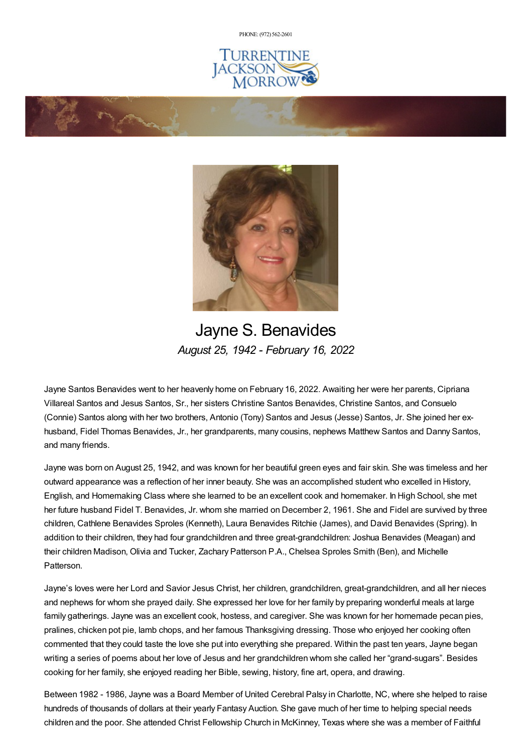PHONE: (972) 562-2601

# Jayne S. Benavides

*August 25, 1942 - February 16, 2022*

Jayne Santos Benavides went to her heavenly home on February 16, 2022. Awaiting her were her parents, Cipriana Villareal Santos and Jesus Santos, Sr., her sisters Christine Santos Benavides, Christine Santos, and Consuelo (Connie) Santos along with her two brothers, Antonio (Tony) Santos and Jesus (Jesse) Santos, Jr. She joined her ex-husband, Fidel Thomas Benavides, Jr., her grandparents, many cousins, nephews Matthew Santos and Danny Santos, and many friends.

Jayne was born on August 25, 1942, and was known for her beautiful green eyes and fair skin. She was timeless and her outward appearance was a reflection of her inner beauty. She was an accomplished student who excelled in History, English, and Homemaking Class where she learned to be an excellent cook and homemaker. In High School, she met her future husband Fidel T. Benavides, Jr. whom she married on December 2, 1961. She and Fidel are survived by three children, Cathlene Benavides Sproles (Kenneth), Laura Benavides Ritchie (James), and David Benavides (Spring). In addition to their children, they had four grandchildren and three great-grandchildren: Joshua Benavides (Meagan) and their children Madison, Olivia and Tucker, Zachary Patterson P.A., Chelsea Sproles Smith (Ben), and Michelle Patterson.

Jayne's loves were her Lord and Savior Jesus Christ, her children, grandchildren, great-grandchildren, and all her nieces and nephews for whom she prayed daily. She expressed her love for her family by preparing wonderful meals at large family gatherings. Jayne was an excellent cook, hostess, and caregiver. She was known for her homemade pecan pies, pralines, chicken pot pie, lamb chops, and her famous Thanksgiving dressing. Those who enjoyed her cooking often commented that they could taste the love she put into everything she prepared. Within the past ten years, Jayne began writing a series of poems about her love of Jesus and her grandchildren whom she called her "grand-sugars". Besides cooking for her family, she enjoyed reading her Bible, sewing, history, fine art, opera, and drawing.

Between 1982 - 1986, Jayne was a Board Member of United Cerebral Palsy in Charlotte, NC, where she helped to raise hundreds of thousands of dollars at their yearly Fantasy Auction. She gave much of her time to helping special needs children and the poor. She attended Christ Fellowship Church in McKinney, Texas where she was a member of Faithful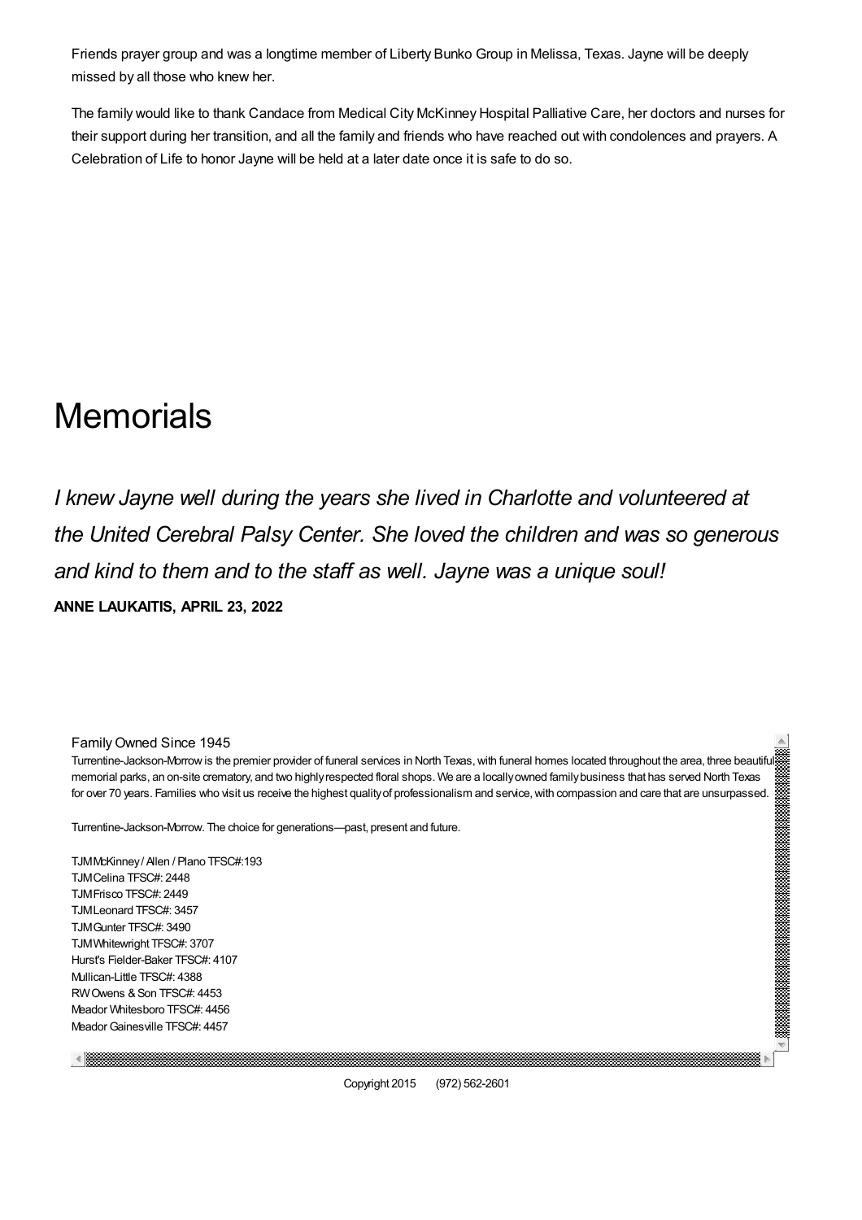Friends prayer group and was a longtime member of Liberty Bunko Group in Melissa, Texas. Jayne will be deeply missed by all those who knew her.

The family would like to thank Candace from Medical City McKinney Hospital Palliative Care, her doctors and nurses for their support during her transition, and all the family and friends who have reached out with condolences and prayers. A Celebration of Life to honor Jayne will be held at a later date once it is safe to do so.

# Memorials

*I knew Jayne well during the years she lived in Charlotte and volunteered at the United Cerebral Palsy Center. She loved the children and was so generous and kind to them and to the staff as well. Jayne was a unique soul!*

**ANNE LAUKAITIS, APRIL 23, 2022**

Family Owned Since 1945

Turrentine-Jackson-Morrow is the premier provider of funeral services in North Texas, with funeral homes located throughout the area, three beautiful memorial parks, an on-site crematory, and two highly respected floral shops. We are a locally owned family business that has served North Texas for over 70 years. Families who visit us receive the highest quality of professionalism and service, with compassion and care that are unsurpassed.

Turrentine-Jackson-Morrow. The choice for generations—past, present and future.

TJM McKinney / Allen / Plano TFSC#:193
TJM Celina TFSC#: 2448
TJM Frisco TFSC#: 2449
TJM Leonard TFSC#: 3457
TJM Gunter TFSC#: 3490
TJM Whitewright TFSC#: 3707
Hurst's Fielder-Baker TFSC#: 4107
Mullican-Little TFSC#: 4388
RW Owens & Son TFSC#: 4453
Meador Whitesboro TFSC#: 4456
Meador Gainesville TFSC#: 4457

Copyright 2015 (972) 562-2601